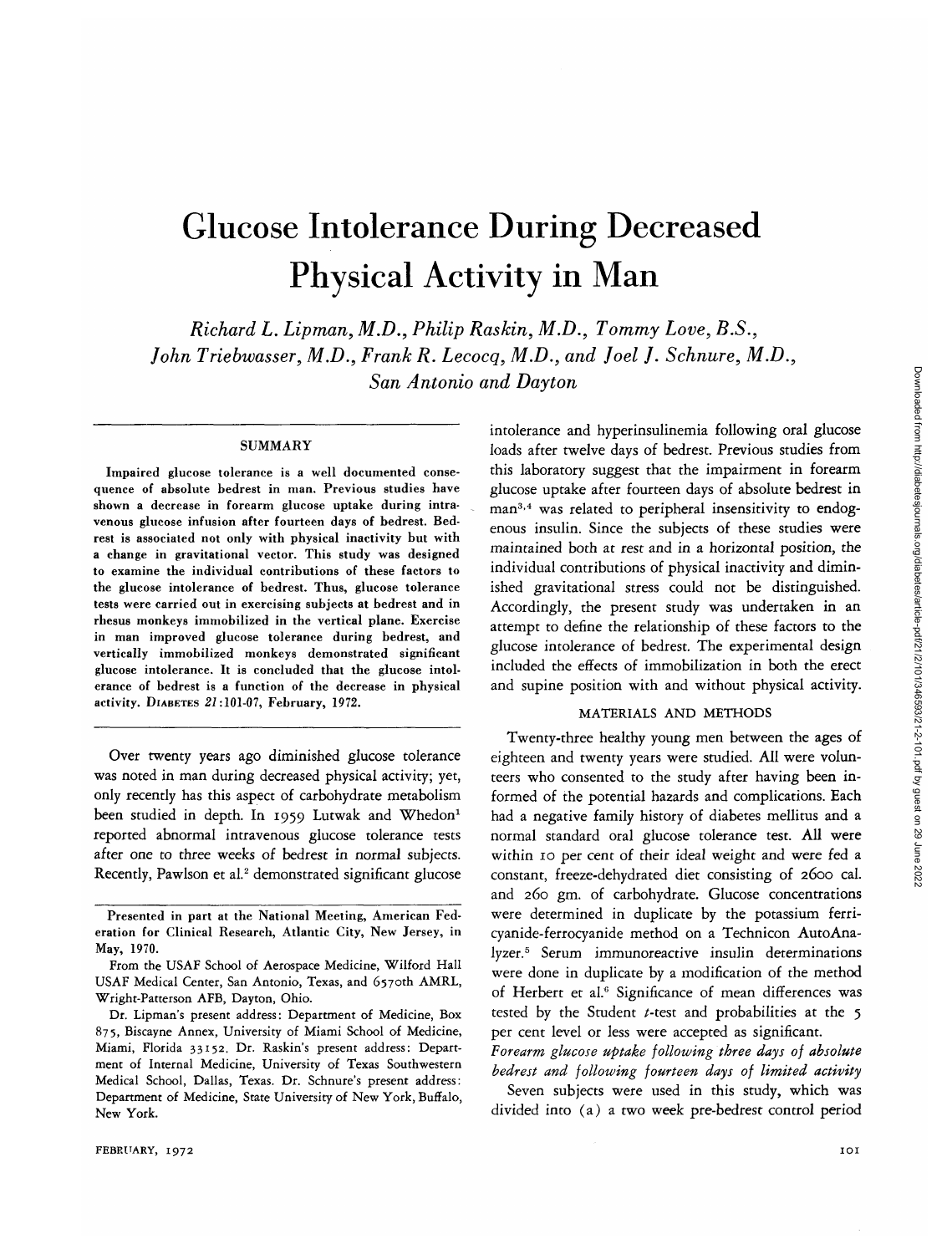# Glucose Intolerance During Decreased Physical Activity in Man

*Richard L. Lipman, M.D., Philip Raskin, M.D., Tommy Love, B.S., John Triebwasser, M.D., Frank R. Lecocq, M.D., and Joel J. Schnure, M.D., San Antonio and Dayton*

## SUMMARY

Impaired glucose tolerance is a well documented consequence of absolute bedrest in man. Previous studies have shown a decrease in forearm glucose uptake during intravenous glucose infusion after fourteen days of bedrest. Bedrest is associated not only with physical inactivity but with a change in gravitational vector. This study was designed to examine the individual contributions of these factors to the glucose intolerance of bedrest. Thus, glucose tolerance tests were carried out in exercising subjects at bedrest and in rhesus monkeys immobilized in the vertical plane. Exercise in man improved glucose tolerance during bedrest, and vertically immobilized monkeys demonstrated significant glucose intolerance. It is concluded that the glucose intolerance of bedrest is a function of the decrease in physical activity. DIABETES *21*:101-07, February, 1972.

Over twenty years ago diminished glucose tolerance was noted in man during decreased physical activity; yet, only recently has this aspect of carbohydrate metabolism been studied in depth. In 1959 Lutwak and Whedon[1] reported abnormal intravenous glucose tolerance tests after one to three weeks of bedrest in normal subjects. Recently, Pawlson et al.[2] demonstrated significant glucose intolerance and hyperinsulinemia following oral glucose loads after twelve days of bedrest. Previous studies from this laboratory suggest that the impairment in forearm glucose uptake after fourteen days of absolute bedrest in man[3,4] was related to peripheral insensitivity to endogenous insulin. Since the subjects of these studies were maintained both at rest and in a horizontal position, the individual contributions of physical inactivity and diminished gravitational stress could not be distinguished. Accordingly, the present study was undertaken in an attempt to define the relationship of these factors to the glucose intolerance of bedrest. The experimental design included the effects of immobilization in both the erect and supine position with and without physical activity.

## MATERIALS AND METHODS

Twenty-three healthy young men between the ages of eighteen and twenty years were studied. All were volunteers who consented to the study after having been informed of the potential hazards and complications. Each had a negative family history of diabetes mellitus and a normal standard oral glucose tolerance test. All were within 10 per cent of their ideal weight and were fed a constant, freeze-dehydrated diet consisting of 2600 cal. and 260 gm. of carbohydrate. Glucose concentrations were determined in duplicate by the potassium ferricyanide-ferrocyanide method on a Technicon AutoAnalyzer.[5] Serum immunoreactive insulin determinations were done in duplicate by a modification of the method of Herbert et al.[6] Significance of mean differences was tested by the Student *t*-test and probabilities at the 5 per cent level or less were accepted as significant.

*Forearm glucose uptake following three days of absolute bedrest and following fourteen days of limited activity*

Seven subjects were used in this study, which was divided into (a) a two week pre-bedrest control period

---

Presented in part at the National Meeting, American Federation for Clinical Research, Atlantic City, New Jersey, in May, 1970.

From the USAF School of Aerospace Medicine, Wilford Hall USAF Medical Center, San Antonio, Texas, and 6570th AMRL, Wright-Patterson AFB, Dayton, Ohio.

Dr. Lipman's present address: Department of Medicine, Box 875, Biscayne Annex, University of Miami School of Medicine, Miami, Florida 33152. Dr. Raskin's present address: Department of Internal Medicine, University of Texas Southwestern Medical School, Dallas, Texas. Dr. Schnure's present address: Department of Medicine, State University of New York, Buffalo, New York.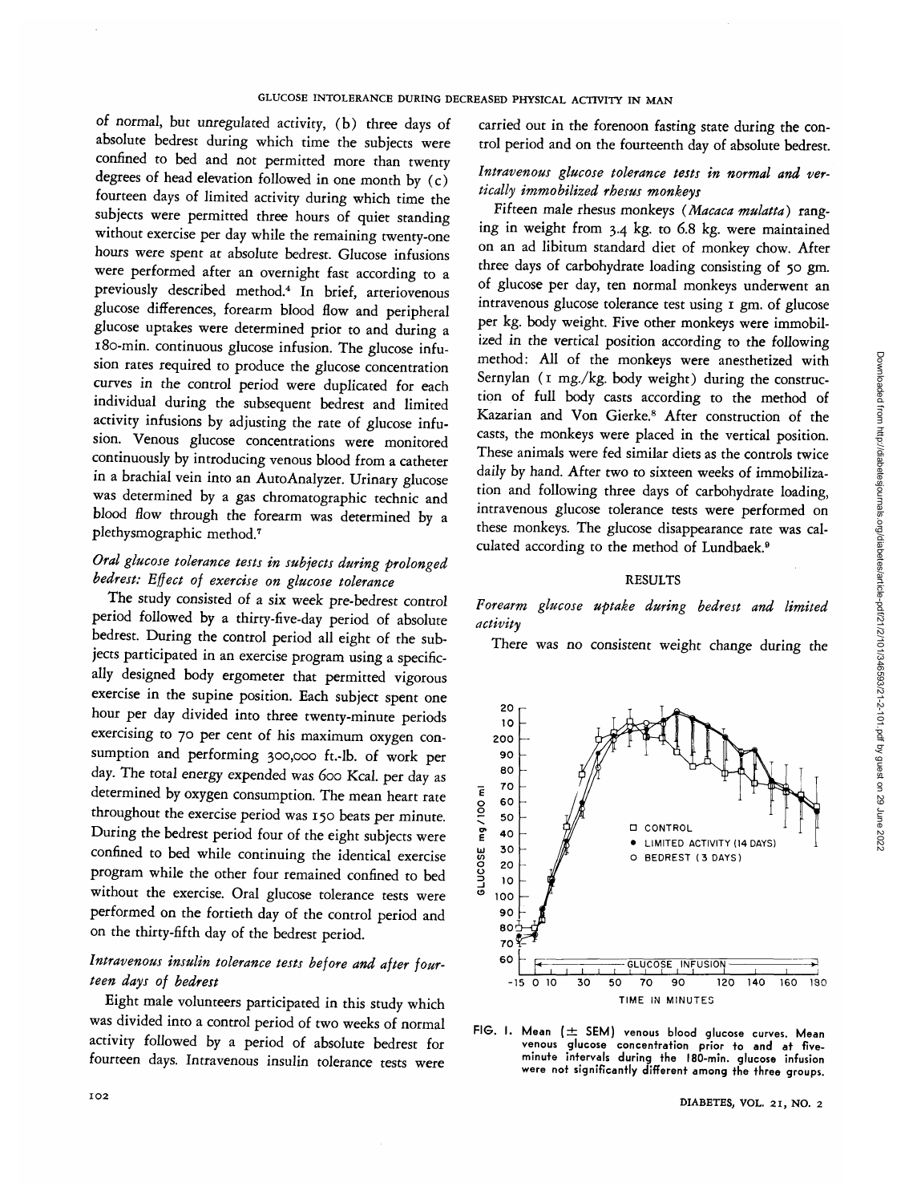of normal, but unregulated activity, (b) three days of absolute bedrest during which time the subjects were confined to bed and not permitted more than twenty degrees of head elevation followed in one month by (c) fourteen days of limited activity during which time the subjects were permitted three hours of quiet standing without exercise per day while the remaining twenty-one hours were spent at absolute bedrest. Glucose infusions were performed after an overnight fast according to a previously described method.[4] In brief, arteriovenous glucose differences, forearm blood flow and peripheral glucose uptakes were determined prior to and during a 180-min. continuous glucose infusion. The glucose infusion rates required to produce the glucose concentration curves in the control period were duplicated for each individual during the subsequent bedrest and limited activity infusions by adjusting the rate of glucose infusion. Venous glucose concentrations were monitored continuously by introducing venous blood from a catheter in a brachial vein into an AutoAnalyzer. Urinary glucose was determined by a gas chromatographic technic and blood flow through the forearm was determined by a plethysmographic method.[7]

### *Oral glucose tolerance tests in subjects during prolonged bedrest: Effect of exercise on glucose tolerance*

The study consisted of a six week pre-bedrest control period followed by a thirty-five-day period of absolute bedrest. During the control period all eight of the subjects participated in an exercise program using a specifically designed body ergometer that permitted vigorous exercise in the supine position. Each subject spent one hour per day divided into three twenty-minute periods exercising to 70 per cent of his maximum oxygen consumption and performing 300,000 ft.-lb. of work per day. The total energy expended was 600 Kcal. per day as determined by oxygen consumption. The mean heart rate throughout the exercise period was 150 beats per minute. During the bedrest period four of the eight subjects were confined to bed while continuing the identical exercise program while the other four remained confined to bed without the exercise. Oral glucose tolerance tests were performed on the fortieth day of the control period and on the thirty-fifth day of the bedrest period.

### *Intravenous insulin tolerance tests before and after fourteen days of bedrest*

Eight male volunteers participated in this study which was divided into a control period of two weeks of normal activity followed by a period of absolute bedrest for fourteen days. Intravenous insulin tolerance tests were carried out in the forenoon fasting state during the control period and on the fourteenth day of absolute bedrest.

### *Intravenous glucose tolerance tests in normal and vertically immobilized rhesus monkeys*

Fifteen male rhesus monkeys (*Macaca mulatta*) ranging in weight from 3.4 kg. to 6.8 kg. were maintained on an ad libitum standard diet of monkey chow. After three days of carbohydrate loading consisting of 50 gm. of glucose per day, ten normal monkeys underwent an intravenous glucose tolerance test using 1 gm. of glucose per kg. body weight. Five other monkeys were immobilized in the vertical position according to the following method: All of the monkeys were anesthetized with Sernylan (1 mg./kg. body weight) during the construction of full body casts according to the method of Kazarian and Von Gierke.[8] After construction of the casts, the monkeys were placed in the vertical position. These animals were fed similar diets as the controls twice daily by hand. After two to sixteen weeks of immobilization and following three days of carbohydrate loading, intravenous glucose tolerance tests were performed on these monkeys. The glucose disappearance rate was calculated according to the method of Lundbaek.[9]

## RESULTS

### *Forearm glucose uptake during bedrest and limited activity*

There was no consistent weight change during the

GLUCOSE mg/100 ml
20
10
200
90
80
70
60
50
40
30
20
10
100
90
80
70
60
□ CONTROL
● LIMITED ACTIVITY (14 DAYS)
○ BEDREST (3 DAYS)
GLUCOSE INFUSION
-15 0 10 30 50 70 90 120 140 160 180
TIME IN MINUTES

FIG. 1. Mean (± SEM) venous blood glucose curves. Mean venous glucose concentration prior to and at five-minute intervals during the 180-min. glucose infusion were not significantly different among the three groups.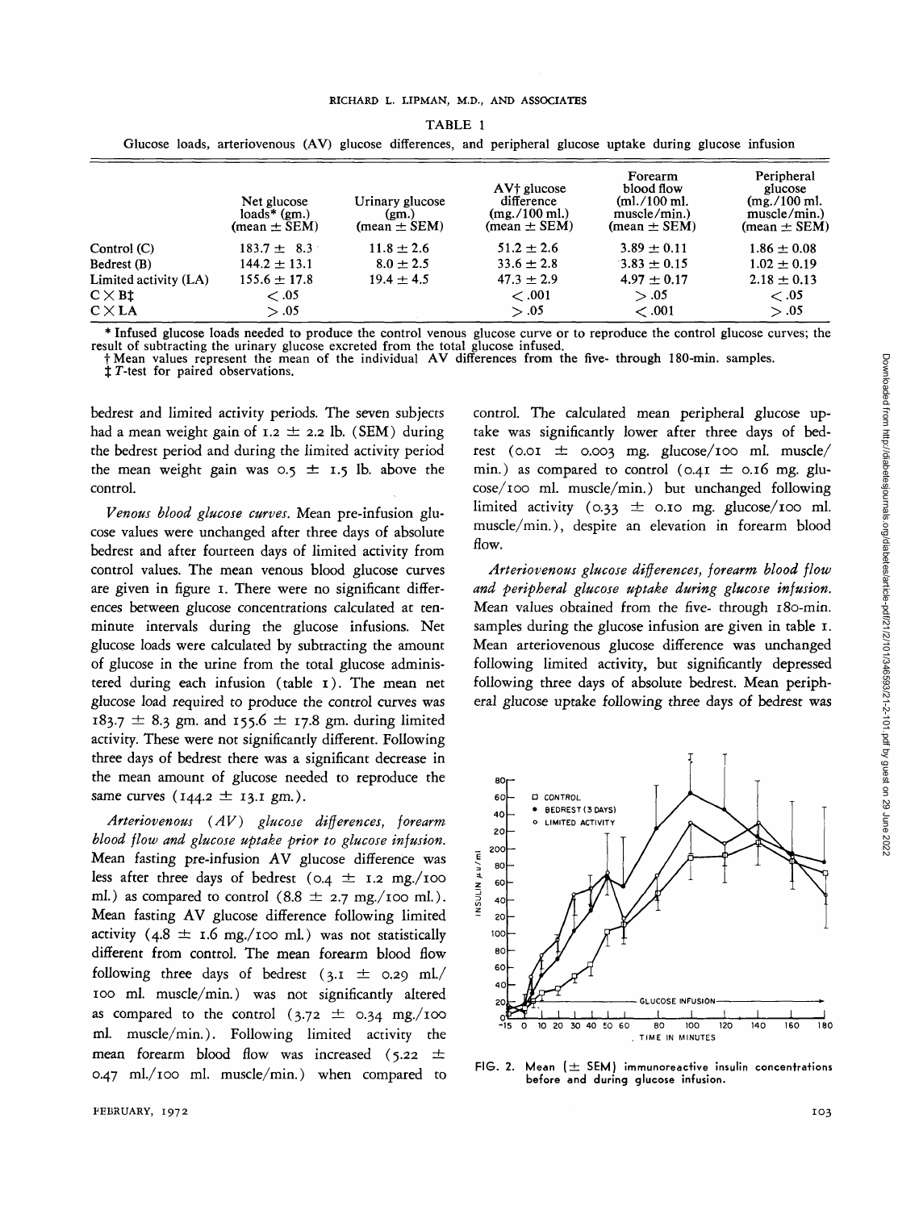TABLE 1

Glucose loads, arteriovenous (AV) glucose differences, and peripheral glucose uptake during glucose infusion

| | Net glucose loads* (gm.) (mean ± SEM) | Urinary glucose (gm.) (mean ± SEM) | AV† glucose difference (mg./100 ml.) (mean ± SEM) | Forearm blood flow (ml./100 ml. muscle/min.) (mean ± SEM) | Peripheral glucose (mg./100 ml. muscle/min.) (mean ± SEM) |
|---|---|---|---|---|---|
| Control (C) | 183.7 ± 8.3 | 11.8 ± 2.6 | 51.2 ± 2.6 | 3.89 ± 0.11 | 1.86 ± 0.08 |
| Bedrest (B) | 144.2 ± 13.1 | 8.0 ± 2.5 | 33.6 ± 2.8 | 3.83 ± 0.15 | 1.02 ± 0.19 |
| Limited activity (LA) | 155.6 ± 17.8 | 19.4 ± 4.5 | 47.3 ± 2.9 | 4.97 ± 0.17 | 2.18 ± 0.13 |
| C × B‡ | < .05 | | < .001 | > .05 | < .05 |
| C × LA | > .05 | | > .05 | < .001 | > .05 |

\* Infused glucose loads needed to produce the control venous glucose curve or to reproduce the control glucose curves; the result of subtracting the urinary glucose excreted from the total glucose infused.

† Mean values represent the mean of the individual AV differences from the five- through 180-min. samples.

‡ *T*-test for paired observations.

bedrest and limited activity periods. The seven subjects had a mean weight gain of 1.2 ± 2.2 lb. (SEM) during the bedrest period and during the limited activity period the mean weight gain was 0.5 ± 1.5 lb. above the control.

*Venous blood glucose curves.* Mean pre-infusion glucose values were unchanged after three days of absolute bedrest and after fourteen days of limited activity from control values. The mean venous blood glucose curves are given in figure 1. There were no significant differences between glucose concentrations calculated at ten-minute intervals during the glucose infusions. Net glucose loads were calculated by subtracting the amount of glucose in the urine from the total glucose administered during each infusion (table 1). The mean net glucose load required to produce the control curves was 183.7 ± 8.3 gm. and 155.6 ± 17.8 gm. during limited activity. These were not significantly different. Following three days of bedrest there was a significant decrease in the mean amount of glucose needed to reproduce the same curves (144.2 ± 13.1 gm.).

*Arteriovenous (AV) glucose differences, forearm blood flow and glucose uptake prior to glucose infusion.* Mean fasting pre-infusion AV glucose difference was less after three days of bedrest (0.4 ± 1.2 mg./100 ml.) as compared to control (8.8 ± 2.7 mg./100 ml.). Mean fasting AV glucose difference following limited activity (4.8 ± 1.6 mg./100 ml.) was not statistically different from control. The mean forearm blood flow following three days of bedrest (3.1 ± 0.29 ml./100 ml. muscle/min.) was not significantly altered as compared to the control (3.72 ± 0.34 mg./100 ml. muscle/min.). Following limited activity the mean forearm blood flow was increased (5.22 ± 0.47 ml./100 ml. muscle/min.) when compared to control. The calculated mean peripheral glucose uptake was significantly lower after three days of bedrest (0.01 ± 0.003 mg. glucose/100 ml. muscle/min.) as compared to control (0.41 ± 0.16 mg. glucose/100 ml. muscle/min.) but unchanged following limited activity (0.33 ± 0.10 mg. glucose/100 ml. muscle/min.), despite an elevation in forearm blood flow.

*Arteriovenous glucose differences, forearm blood flow and peripheral glucose uptake during glucose infusion.* Mean values obtained from the five- through 180-min. samples during the glucose infusion are given in table 1. Mean arteriovenous glucose difference was unchanged following limited activity, but significantly depressed following three days of absolute bedrest. Mean peripheral glucose uptake following three days of bedrest was

□ CONTROL
● BEDREST (3 DAYS)
○ LIMITED ACTIVITY

INSULIN μu/ml

80
60
40
20
200
80
60
40
20
100
80
60
40
20
0

GLUCOSE INFUSION

-15 0 10 20 30 40 50 60 80 100 120 140 160 180

TIME IN MINUTES

FIG. 2. Mean (± SEM) immunoreactive insulin concentrations before and during glucose infusion.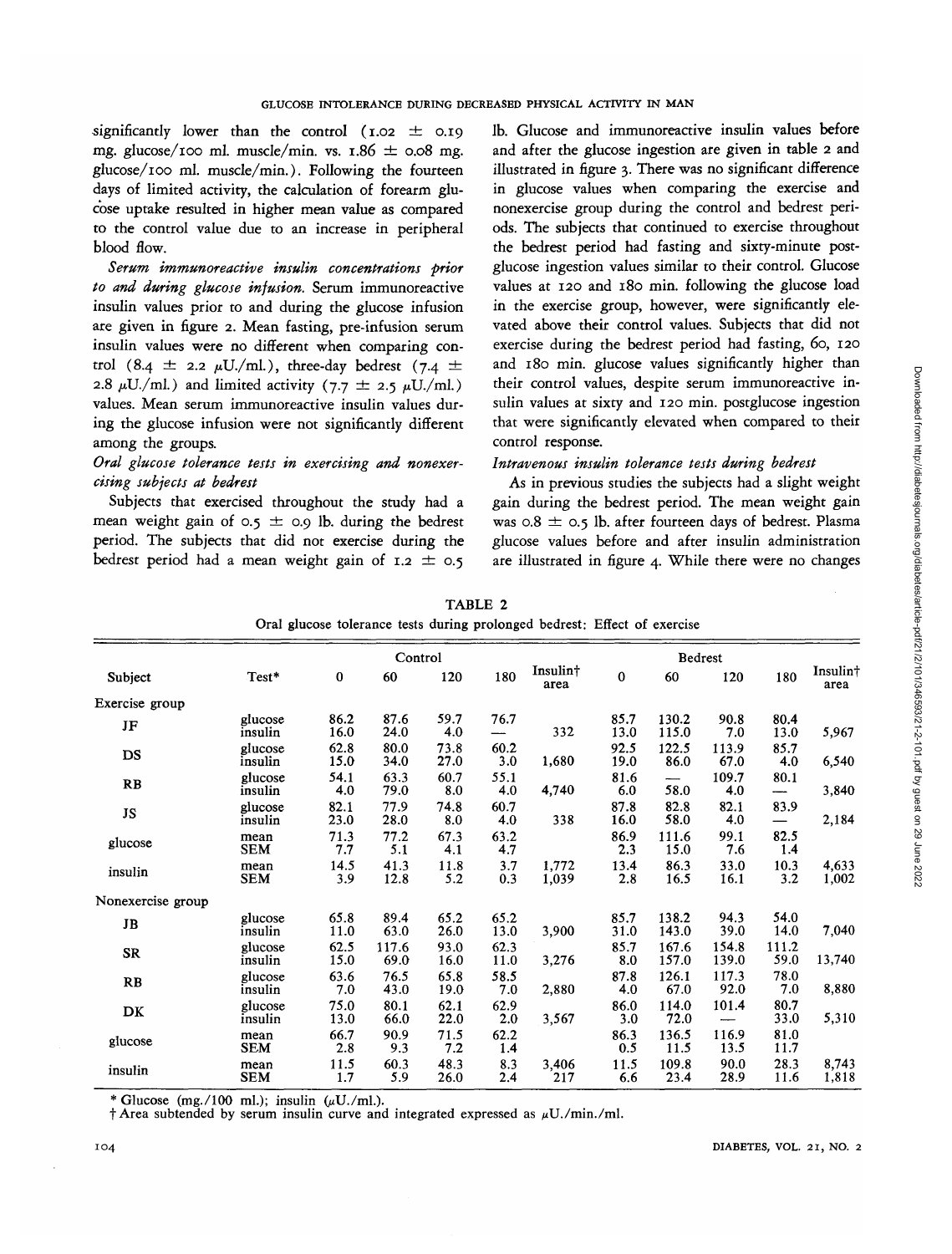significantly lower than the control (1.02 ± 0.19 mg. glucose/100 ml. muscle/min. vs. 1.86 ± 0.08 mg. glucose/100 ml. muscle/min.). Following the fourteen days of limited activity, the calculation of forearm glucose uptake resulted in higher mean value as compared to the control value due to an increase in peripheral blood flow.

*Serum immunoreactive insulin concentrations prior to and during glucose infusion.* Serum immunoreactive insulin values prior to and during the glucose infusion are given in figure 2. Mean fasting, pre-infusion serum insulin values were no different when comparing control (8.4 ± 2.2 μU./ml.), three-day bedrest (7.4 ± 2.8 μU./ml.) and limited activity (7.7 ± 2.5 μU./ml.) values. Mean serum immunoreactive insulin values during the glucose infusion were not significantly different among the groups.

*Oral glucose tolerance tests in exercising and nonexercising subjects at bedrest*

Subjects that exercised throughout the study had a mean weight gain of 0.5 ± 0.9 lb. during the bedrest period. The subjects that did not exercise during the bedrest period had a mean weight gain of 1.2 ± 0.5 lb. Glucose and immunoreactive insulin values before and after the glucose ingestion are given in table 2 and illustrated in figure 3. There was no significant difference in glucose values when comparing the exercise and nonexercise group during the control and bedrest periods. The subjects that continued to exercise throughout the bedrest period had fasting and sixty-minute post-glucose ingestion values similar to their control. Glucose values at 120 and 180 min. following the glucose load in the exercise group, however, were significantly elevated above their control values. Subjects that did not exercise during the bedrest period had fasting, 60, 120 and 180 min. glucose values significantly higher than their control values, despite serum immunoreactive insulin values at sixty and 120 min. postglucose ingestion that were significantly elevated when compared to their control response.

*Intravenous insulin tolerance tests during bedrest*

As in previous studies the subjects had a slight weight gain during the bedrest period. The mean weight gain was 0.8 ± 0.5 lb. after fourteen days of bedrest. Plasma glucose values before and after insulin administration are illustrated in figure 4. While there were no changes

TABLE 2

Oral glucose tolerance tests during prolonged bedrest: Effect of exercise

| | | Control | | | | | Bedrest | | | | |
|---|---|---|---|---|---|---|---|---|---|---|---|
| Subject | Test* | 0 | 60 | 120 | 180 | Insulin† area | 0 | 60 | 120 | 180 | Insulin† area |
| Exercise group | | | | | | | | | | | |
| JF | glucose | 86.2 | 87.6 | 59.7 | 76.7 | | 85.7 | 130.2 | 90.8 | 80.4 | |
| | insulin | 16.0 | 24.0 | 4.0 | — | 332 | 13.0 | 115.0 | 7.0 | 13.0 | 5,967 |
| DS | glucose | 62.8 | 80.0 | 73.8 | 60.2 | | 92.5 | 122.5 | 113.9 | 85.7 | |
| | insulin | 15.0 | 34.0 | 27.0 | 3.0 | 1,680 | 19.0 | 86.0 | 67.0 | 4.0 | 6,540 |
| RB | glucose | 54.1 | 63.3 | 60.7 | 55.1 | | 81.6 | — | 109.7 | 80.1 | |
| | insulin | 4.0 | 79.0 | 8.0 | 4.0 | 4,740 | 6.0 | 58.0 | 4.0 | — | 3,840 |
| JS | glucose | 82.1 | 77.9 | 74.8 | 60.7 | | 87.8 | 82.8 | 82.1 | 83.9 | |
| | insulin | 23.0 | 28.0 | 8.0 | 4.0 | 338 | 16.0 | 58.0 | 4.0 | — | 2,184 |
| glucose | mean | 71.3 | 77.2 | 67.3 | 63.2 | | 86.9 | 111.6 | 99.1 | 82.5 | |
| | SEM | 7.7 | 5.1 | 4.1 | 4.7 | | 2.3 | 15.0 | 7.6 | 1.4 | |
| insulin | mean | 14.5 | 41.3 | 11.8 | 3.7 | 1,772 | 13.4 | 86.3 | 33.0 | 10.3 | 4,633 |
| | SEM | 3.9 | 12.8 | 5.2 | 0.3 | 1,039 | 2.8 | 16.5 | 16.1 | 3.2 | 1,002 |
| Nonexercise group | | | | | | | | | | | |
| JB | glucose | 65.8 | 89.4 | 65.2 | 65.2 | | 85.7 | 138.2 | 94.3 | 54.0 | |
| | insulin | 11.0 | 63.0 | 26.0 | 13.0 | 3,900 | 31.0 | 143.0 | 39.0 | 14.0 | 7,040 |
| SR | glucose | 62.5 | 117.6 | 93.0 | 62.3 | | 85.7 | 167.6 | 154.8 | 111.2 | |
| | insulin | 15.0 | 69.0 | 16.0 | 11.0 | 3,276 | 8.0 | 157.0 | 139.0 | 59.0 | 13,740 |
| RB | glucose | 63.6 | 76.5 | 65.8 | 58.5 | | 87.8 | 126.1 | 117.3 | 78.0 | |
| | insulin | 7.0 | 43.0 | 19.0 | 7.0 | 2,880 | 4.0 | 67.0 | 92.0 | 7.0 | 8,880 |
| DK | glucose | 75.0 | 80.1 | 62.1 | 62.9 | | 86.0 | 114.0 | 101.4 | 80.7 | |
| | insulin | 13.0 | 66.0 | 22.0 | 2.0 | 3,567 | 3.0 | 72.0 | — | 33.0 | 5,310 |
| glucose | mean | 66.7 | 90.9 | 71.5 | 62.2 | | 86.3 | 136.5 | 116.9 | 81.0 | |
| | SEM | 2.8 | 9.3 | 7.2 | 1.4 | | 0.5 | 11.5 | 13.5 | 11.7 | |
| insulin | mean | 11.5 | 60.3 | 48.3 | 8.3 | 3,406 | 11.5 | 109.8 | 90.0 | 28.3 | 8,743 |
| | SEM | 1.7 | 5.9 | 26.0 | 2.4 | 217 | 6.6 | 23.4 | 28.9 | 11.6 | 1,818 |

\* Glucose (mg./100 ml.); insulin (μU./ml.).

† Area subtended by serum insulin curve and integrated expressed as μU./min./ml.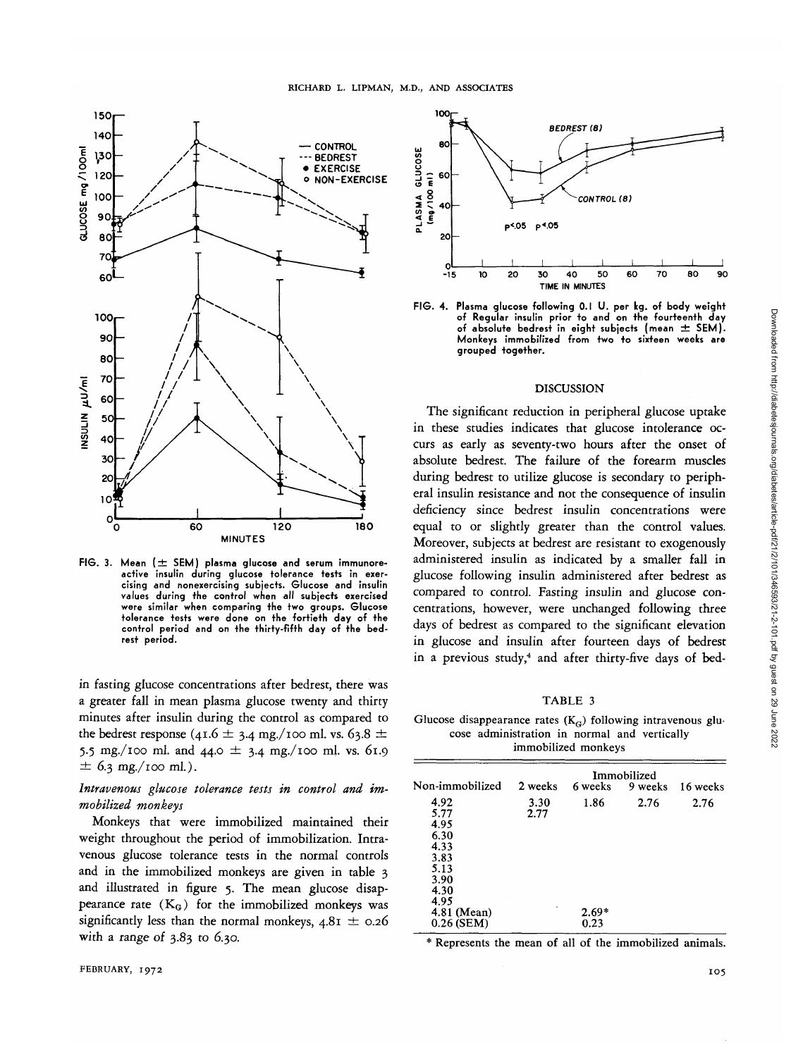150
140
130
120
100
90
80
70
60
GLUCOSE mg/100ml

— CONTROL
--- BEDREST
● EXERCISE
○ NON-EXERCISE

100
90
80
70
60
50
40
30
20
10
0
INSULIN μU/ml

0 60 120 180
MINUTES

FIG. 3. Mean (± SEM) plasma glucose and serum immunoreactive insulin during glucose tolerance tests in exercising and nonexercising subjects. Glucose and insulin values during the control when all subjects exercised were similar when comparing the two groups. Glucose tolerance tests were done on the fortieth day of the control period and on the thirty-fifth day of the bedrest period.

in fasting glucose concentrations after bedrest, there was a greater fall in mean plasma glucose twenty and thirty minutes after insulin during the control as compared to the bedrest response (41.6 ± 3.4 mg./100 ml. vs. 63.8 ± 5.5 mg./100 ml. and 44.0 ± 3.4 mg./100 ml. vs. 61.9 ± 6.3 mg./100 ml.).

### *Intravenous glucose tolerance tests in control and immobilized monkeys*

Monkeys that were immobilized maintained their weight throughout the period of immobilization. Intravenous glucose tolerance tests in the normal controls and in the immobilized monkeys are given in table 3 and illustrated in figure 5. The mean glucose disappearance rate ($K_G$) for the immobilized monkeys was significantly less than the normal monkeys, 4.81 ± 0.26 with a range of 3.83 to 6.30.

100
80
60
40
20
0
PLASMA GLUCOSE (mg/100 ml)

BEDREST (8)
CONTROL (8)
p<.05 p<.05

-15 10 20 30 40 50 60 70 80 90
TIME IN MINUTES

FIG. 4. Plasma glucose following 0.1 U. per kg. of body weight of Regular insulin prior to and on the fourteenth day of absolute bedrest in eight subjects (mean ± SEM). Monkeys immobilized from two to sixteen weeks are grouped together.

## DISCUSSION

The significant reduction in peripheral glucose uptake in these studies indicates that glucose intolerance occurs as early as seventy-two hours after the onset of absolute bedrest. The failure of the forearm muscles during bedrest to utilize glucose is secondary to peripheral insulin resistance and not the consequence of insulin deficiency since bedrest insulin concentrations were equal to or slightly greater than the control values. Moreover, subjects at bedrest are resistant to exogenously administered insulin as indicated by a smaller fall in glucose following insulin administered after bedrest as compared to control. Fasting insulin and glucose concentrations, however, were unchanged following three days of bedrest as compared to the significant elevation in glucose and insulin after fourteen days of bedrest in a previous study,[4] and after thirty-five days of bed-

TABLE 3

Glucose disappearance rates ($K_G$) following intravenous glucose administration in normal and vertically immobilized monkeys

| | Immobilized | | | |
|---|---|---|---|---|
| Non-immobilized | 2 weeks | 6 weeks | 9 weeks | 16 weeks |
| 4.92 | 3.30 | 1.86 | 2.76 | 2.76 |
| 5.77 | 2.77 | | | |
| 4.95 | | | | |
| 6.30 | | | | |
| 4.33 | | | | |
| 3.83 | | | | |
| 5.13 | | | | |
| 3.90 | | | | |
| 4.30 | | | | |
| 4.95 | | | | |
| 4.81 (Mean) | | 2.69* | | |
| 0.26 (SEM) | | 0.23 | | |

\* Represents the mean of all of the immobilized animals.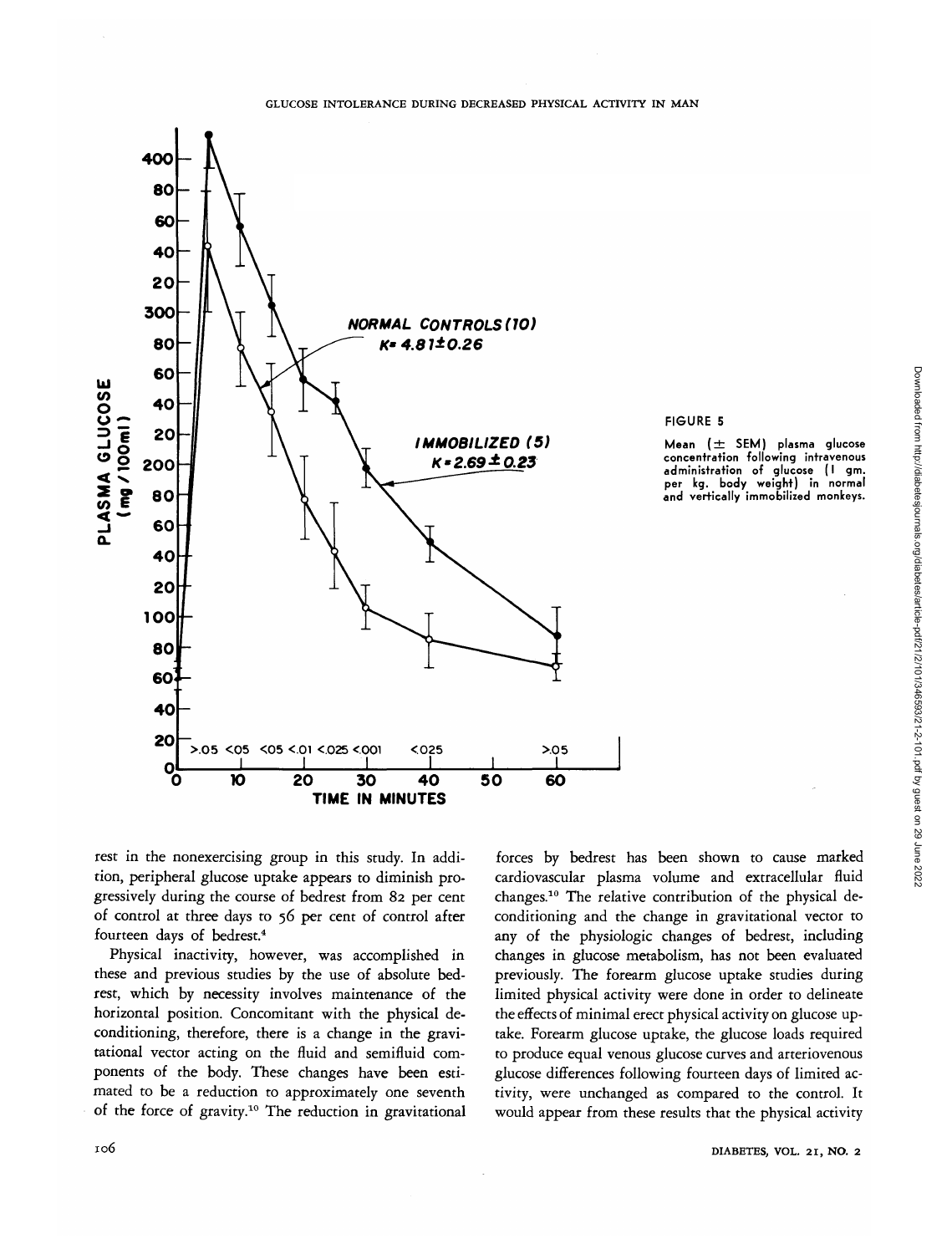PLASMA GLUCOSE (mg / 100ml)

400
80
60
40
20
300
80
60
40
20
200
80
60
40
20
100
80
60
40
20
0

NORMAL CONTROLS (10)
K= 4.81±0.26

IMMOBILIZED (5)
K= 2.69 ± 0.23

>.05 <05 <05 <.01 <.025 <.001 <.025 >.05

0 10 20 30 40 50 60
TIME IN MINUTES

FIGURE 5

Mean (± SEM) plasma glucose concentration following intravenous administration of glucose (1 gm. per kg. body weight) in normal and vertically immobilized monkeys.

rest in the nonexercising group in this study. In addition, peripheral glucose uptake appears to diminish progressively during the course of bedrest from 82 per cent of control at three days to 56 per cent of control after fourteen days of bedrest.[4]

Physical inactivity, however, was accomplished in these and previous studies by the use of absolute bedrest, which by necessity involves maintenance of the horizontal position. Concomitant with the physical deconditioning, therefore, there is a change in the gravitational vector acting on the fluid and semifluid components of the body. These changes have been estimated to be a reduction to approximately one seventh of the force of gravity.[10] The reduction in gravitational forces by bedrest has been shown to cause marked cardiovascular plasma volume and extracellular fluid changes.[10] The relative contribution of the physical deconditioning and the change in gravitational vector to any of the physiologic changes of bedrest, including changes in glucose metabolism, has not been evaluated previously. The forearm glucose uptake studies during limited physical activity were done in order to delineate the effects of minimal erect physical activity on glucose uptake. Forearm glucose uptake, the glucose loads required to produce equal venous glucose curves and arteriovenous glucose differences following fourteen days of limited activity, were unchanged as compared to the control. It would appear from these results that the physical activity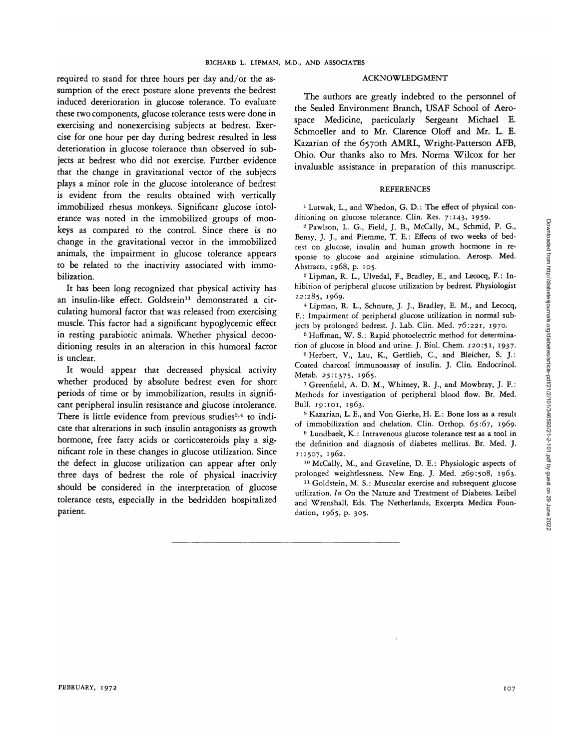required to stand for three hours per day and/or the assumption of the erect posture alone prevents the bedrest induced deterioration in glucose tolerance. To evaluate these two components, glucose tolerance tests were done in exercising and nonexercising subjects at bedrest. Exercise for one hour per day during bedrest resulted in less deterioration in glucose tolerance than observed in subjects at bedrest who did not exercise. Further evidence that the change in gravitational vector of the subjects plays a minor role in the glucose intolerance of bedrest is evident from the results obtained with vertically immobilized rhesus monkeys. Significant glucose intolerance was noted in the immobilized groups of monkeys as compared to the control. Since there is no change in the gravitational vector in the immobilized animals, the impairment in glucose tolerance appears to be related to the inactivity associated with immobilization.

It has been long recognized that physical activity has an insulin-like effect. Goldstein[11] demonstrated a circulating humoral factor that was released from exercising muscle. This factor had a significant hypoglycemic effect in resting parabiotic animals. Whether physical deconditioning results in an alteration in this humoral factor is unclear.

It would appear that decreased physical activity whether produced by absolute bedrest even for short periods of time or by immobilization, results in significant peripheral insulin resistance and glucose intolerance. There is little evidence from previous studies[2,4] to indicate that alterations in such insulin antagonists as growth hormone, free fatty acids or corticosteroids play a significant role in these changes in glucose utilization. Since the defect in glucose utilization can appear after only three days of bedrest the role of physical inactivity should be considered in the interpretation of glucose tolerance tests, especially in the bedridden hospitalized patient.

## ACKNOWLEDGMENT

The authors are greatly indebted to the personnel of the Sealed Environment Branch, USAF School of Aerospace Medicine, particularly Sergeant Michael E. Schmoeller and to Mr. Clarence Oloff and Mr. L. E. Kazarian of the 6570th AMRL, Wright-Patterson AFB, Ohio. Our thanks also to Mrs. Norma Wilcox for her invaluable assistance in preparation of this manuscript.

## REFERENCES

[1] Lutwak, L., and Whedon, G. D.: The effect of physical conditioning on glucose tolerance. Clin. Res. *7*:143, 1959.

[2] Pawlson, L. G., Field, J. B., McCally, M., Schmid, P. G., Bensy, J. J., and Piemme, T. E.: Effects of two weeks of bedrest on glucose, insulin and human growth hormone in response to glucose and arginine stimulation. Aerosp. Med. Abstracts, 1968, p. 105.

[3] Lipman, R. L., Ulvedal, F., Bradley, E., and Lecocq, F.: Inhibition of peripheral glucose utilization by bedrest. Physiologist *12*:285, 1969.

[4] Lipman, R. L., Schnure, J. J., Bradley, E. M., and Lecocq, F.: Impairment of peripheral glucose utilization in normal subjects by prolonged bedrest. J. Lab. Clin. Med. *76*:221, 1970.

[5] Hoffman, W. S.: Rapid photoelectric method for determination of glucose in blood and urine. J. Biol. Chem. *120*:51, 1937.

[6] Herbert, V., Lau, K., Gettlieb, C., and Bleicher, S. J.: Coated charcoal immunoassay of insulin. J. Clin. Endocrinol. Metab. *25*:1375, 1965.

[7] Greenfield, A. D. M., Whitney, R. J., and Mowbray, J. F.: Methods for investigation of peripheral blood flow. Br. Med. Bull. *19*:101, 1963.

[8] Kazarian, L. E., and Von Gierke, H. E.: Bone loss as a result of immobilization and chelation. Clin. Orthop. *65*:67, 1969.

[9] Lundbaek, K.: Intravenous glucose tolerance test as a tool in the definition and diagnosis of diabetes mellitus. Br. Med. J. *1*:1507, 1962.

[10] McCally, M., and Graveline, D. E.: Physiologic aspects of prolonged weightlessness. New Eng. J. Med. *269*:508, 1963.

[11] Goldstein, M. S.: Muscular exercise and subsequent glucose utilization. *In* On the Nature and Treatment of Diabetes. Leibel and Wrenshall, Eds. The Netherlands, Excerpta Medica Foundation, 1965, p. 305.